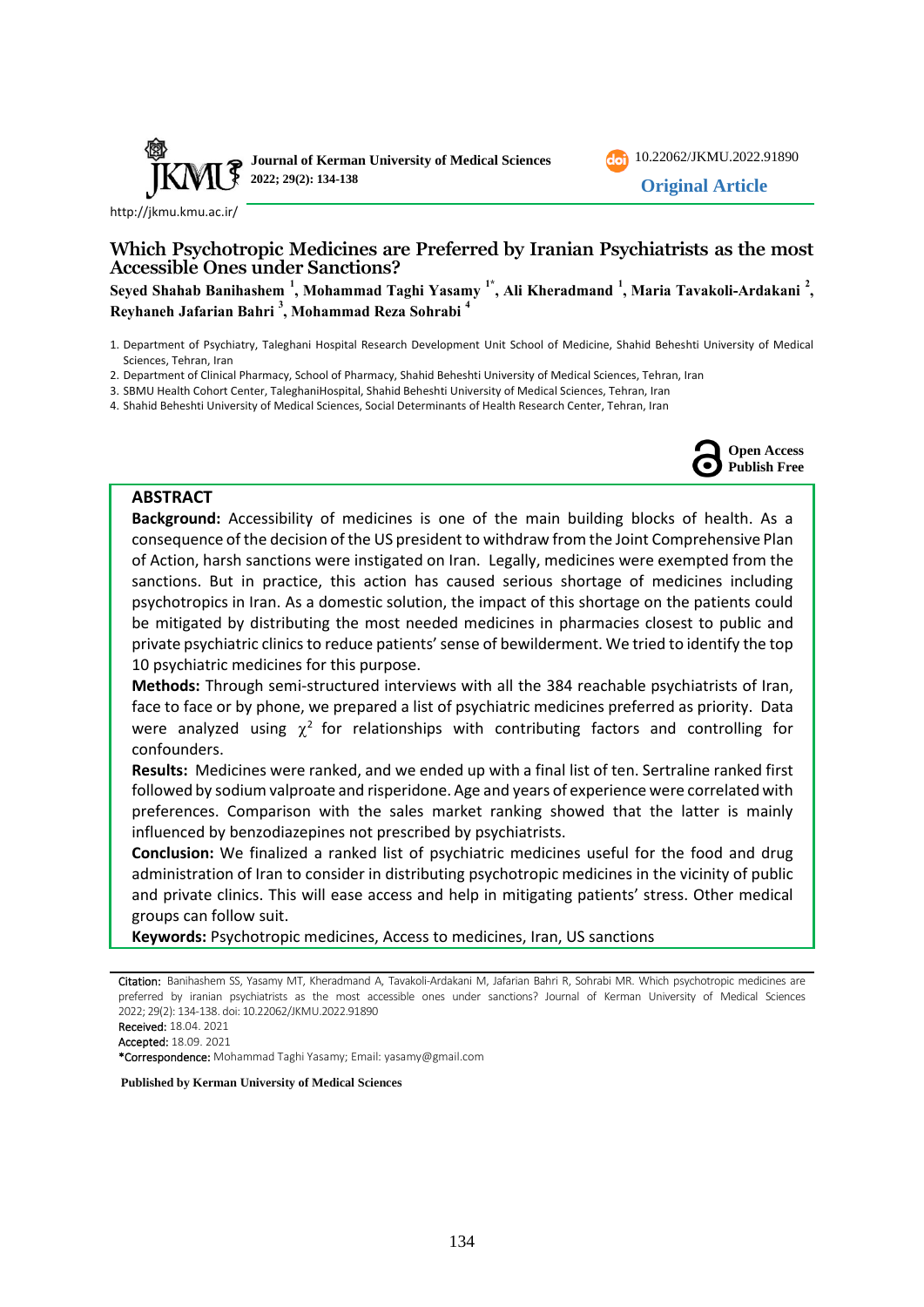Original Article

# Which Psychotropic Medicines are Preferred by Iranian Psychiatrists as the most Accessible Ones under Sanctions?

**Seyed Shahab Banihashem [1], Mohammad Taghi Yasamy [1*], Ali Kheradmand [1], Maria Tavakoli-Ardakani [2], Reyhaneh Jafarian Bahri [3], Mohammad Reza Sohrabi [4]**

1. Department of Psychiatry, Taleghani Hospital Research Development Unit School of Medicine, Shahid Beheshti University of Medical Sciences, Tehran, Iran
2. Department of Clinical Pharmacy, School of Pharmacy, Shahid Beheshti University of Medical Sciences, Tehran, Iran
3. SBMU Health Cohort Center, TaleghaniHospital, Shahid Beheshti University of Medical Sciences, Tehran, Iran
4. Shahid Beheshti University of Medical Sciences, Social Determinants of Health Research Center, Tehran, Iran

Open Access Publish Free

## ABSTRACT

**Background:** Accessibility of medicines is one of the main building blocks of health. As a consequence of the decision of the US president to withdraw from the Joint Comprehensive Plan of Action, harsh sanctions were instigated on Iran. Legally, medicines were exempted from the sanctions. But in practice, this action has caused serious shortage of medicines including psychotropics in Iran. As a domestic solution, the impact of this shortage on the patients could be mitigated by distributing the most needed medicines in pharmacies closest to public and private psychiatric clinics to reduce patients' sense of bewilderment. We tried to identify the top 10 psychiatric medicines for this purpose.

**Methods:** Through semi-structured interviews with all the 384 reachable psychiatrists of Iran, face to face or by phone, we prepared a list of psychiatric medicines preferred as priority. Data were analyzed using $\chi^2$ for relationships with contributing factors and controlling for confounders.

**Results:** Medicines were ranked, and we ended up with a final list of ten. Sertraline ranked first followed by sodium valproate and risperidone. Age and years of experience were correlated with preferences. Comparison with the sales market ranking showed that the latter is mainly influenced by benzodiazepines not prescribed by psychiatrists.

**Conclusion:** We finalized a ranked list of psychiatric medicines useful for the food and drug administration of Iran to consider in distributing psychotropic medicines in the vicinity of public and private clinics. This will ease access and help in mitigating patients' stress. Other medical groups can follow suit.

**Keywords:** Psychotropic medicines, Access to medicines, Iran, US sanctions

Citation: Banihashem SS, Yasamy MT, Kheradmand A, Tavakoli-Ardakani M, Jafarian Bahri R, Sohrabi MR. Which psychotropic medicines are preferred by iranian psychiatrists as the most accessible ones under sanctions? Journal of Kerman University of Medical Sciences 2022; 29(2): 134-138. doi: 10.22062/JKMU.2022.91890

Received: 18.04. 2021

Accepted: 18.09. 2021

*Correspondence: Mohammad Taghi Yasamy; Email: yasamy@gmail.com

Published by Kerman University of Medical Sciences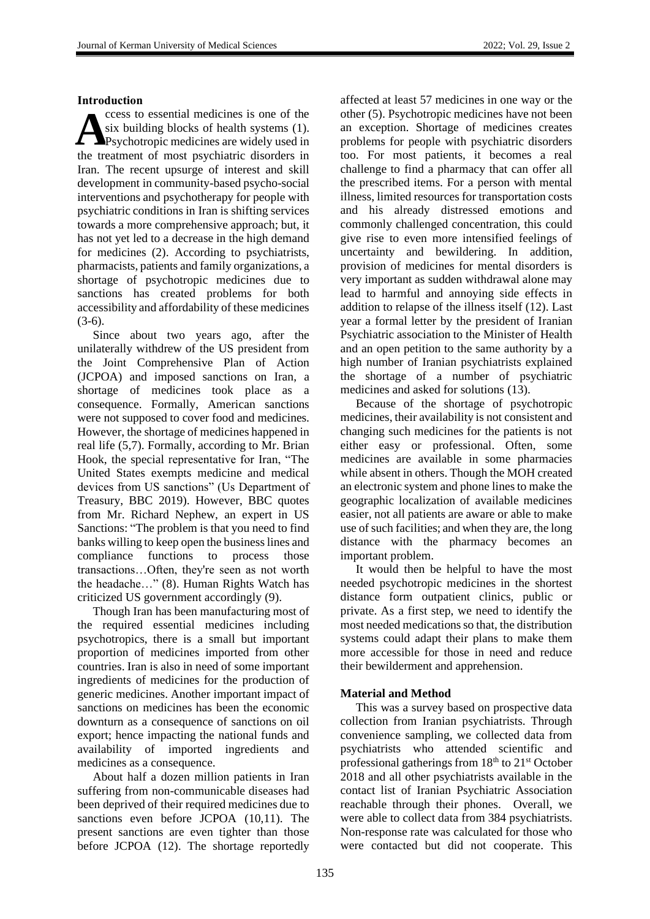## Introduction

Access to essential medicines is one of the six building blocks of health systems (1). Psychotropic medicines are widely used in the treatment of most psychiatric disorders in Iran. The recent upsurge of interest and skill development in community-based psycho-social interventions and psychotherapy for people with psychiatric conditions in Iran is shifting services towards a more comprehensive approach; but, it has not yet led to a decrease in the high demand for medicines (2). According to psychiatrists, pharmacists, patients and family organizations, a shortage of psychotropic medicines due to sanctions has created problems for both accessibility and affordability of these medicines (3-6).

Since about two years ago, after the unilaterally withdrew of the US president from the Joint Comprehensive Plan of Action (JCPOA) and imposed sanctions on Iran, a shortage of medicines took place as a consequence. Formally, American sanctions were not supposed to cover food and medicines. However, the shortage of medicines happened in real life (5,7). Formally, according to Mr. Brian Hook, the special representative for Iran, "The United States exempts medicine and medical devices from US sanctions" (Us Department of Treasury, BBC 2019). However, BBC quotes from Mr. Richard Nephew, an expert in US Sanctions: "The problem is that you need to find banks willing to keep open the business lines and compliance functions to process those transactions…Often, they're seen as not worth the headache…" (8). Human Rights Watch has criticized US government accordingly (9).

Though Iran has been manufacturing most of the required essential medicines including psychotropics, there is a small but important proportion of medicines imported from other countries. Iran is also in need of some important ingredients of medicines for the production of generic medicines. Another important impact of sanctions on medicines has been the economic downturn as a consequence of sanctions on oil export; hence impacting the national funds and availability of imported ingredients and medicines as a consequence.

About half a dozen million patients in Iran suffering from non-communicable diseases had been deprived of their required medicines due to sanctions even before JCPOA (10,11). The present sanctions are even tighter than those before JCPOA (12). The shortage reportedly affected at least 57 medicines in one way or the other (5). Psychotropic medicines have not been an exception. Shortage of medicines creates problems for people with psychiatric disorders too. For most patients, it becomes a real challenge to find a pharmacy that can offer all the prescribed items. For a person with mental illness, limited resources for transportation costs and his already distressed emotions and commonly challenged concentration, this could give rise to even more intensified feelings of uncertainty and bewildering. In addition, provision of medicines for mental disorders is very important as sudden withdrawal alone may lead to harmful and annoying side effects in addition to relapse of the illness itself (12). Last year a formal letter by the president of Iranian Psychiatric association to the Minister of Health and an open petition to the same authority by a high number of Iranian psychiatrists explained the shortage of a number of psychiatric medicines and asked for solutions (13).

Because of the shortage of psychotropic medicines, their availability is not consistent and changing such medicines for the patients is not either easy or professional. Often, some medicines are available in some pharmacies while absent in others. Though the MOH created an electronic system and phone lines to make the geographic localization of available medicines easier, not all patients are aware or able to make use of such facilities; and when they are, the long distance with the pharmacy becomes an important problem.

It would then be helpful to have the most needed psychotropic medicines in the shortest distance form outpatient clinics, public or private. As a first step, we need to identify the most needed medications so that, the distribution systems could adapt their plans to make them more accessible for those in need and reduce their bewilderment and apprehension.

## Material and Method

This was a survey based on prospective data collection from Iranian psychiatrists. Through convenience sampling, we collected data from psychiatrists who attended scientific and professional gatherings from 18th to 21st October 2018 and all other psychiatrists available in the contact list of Iranian Psychiatric Association reachable through their phones. Overall, we were able to collect data from 384 psychiatrists. Non-response rate was calculated for those who were contacted but did not cooperate. This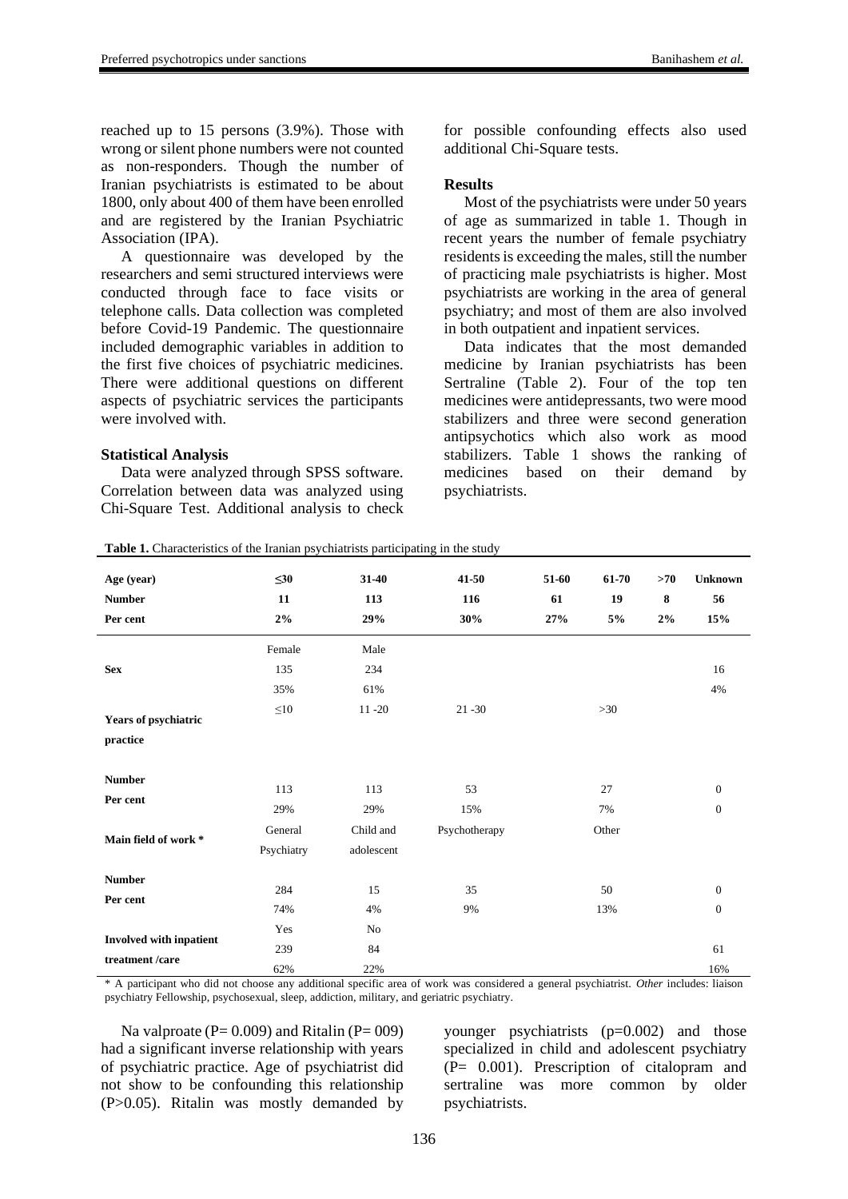reached up to 15 persons (3.9%). Those with wrong or silent phone numbers were not counted as non-responders. Though the number of Iranian psychiatrists is estimated to be about 1800, only about 400 of them have been enrolled and are registered by the Iranian Psychiatric Association (IPA).

A questionnaire was developed by the researchers and semi structured interviews were conducted through face to face visits or telephone calls. Data collection was completed before Covid-19 Pandemic. The questionnaire included demographic variables in addition to the first five choices of psychiatric medicines. There were additional questions on different aspects of psychiatric services the participants were involved with.

### Statistical Analysis

Data were analyzed through SPSS software. Correlation between data was analyzed using Chi-Square Test. Additional analysis to check for possible confounding effects also used additional Chi-Square tests.

### Results

Most of the psychiatrists were under 50 years of age as summarized in table 1. Though in recent years the number of female psychiatry residents is exceeding the males, still the number of practicing male psychiatrists is higher. Most psychiatrists are working in the area of general psychiatry; and most of them are also involved in both outpatient and inpatient services.

Data indicates that the most demanded medicine by Iranian psychiatrists has been Sertraline (Table 2). Four of the top ten medicines were antidepressants, two were mood stabilizers and three were second generation antipsychotics which also work as mood stabilizers. Table 1 shows the ranking of medicines based on their demand by psychiatrists.

**Table 1.** Characteristics of the Iranian psychiatrists participating in the study

| **Age (year)** | **≤30** | **31-40** | **41-50** | **51-60** | **61-70** | **>70** | **Unknown** |
|---|---|---|---|---|---|---|---|
| **Number** | **11** | **113** | **116** | **61** | **19** | **8** | **56** |
| **Per cent** | **2%** | **29%** | **30%** | **27%** | **5%** | **2%** | **15%** |
| **Sex** | Female | Male | | | | | |
| | 135 | 234 | | | | | 16 |
| | 35% | 61% | | | | | 4% |
| **Years of psychiatric practice** | ≤10 | 11 -20 | 21 -30 | | >30 | | |
| **Number** | 113 | 113 | 53 | | 27 | | 0 |
| **Per cent** | 29% | 29% | 15% | | 7% | | 0 |
| **Main field of work \*** | General Psychiatry | Child and adolescent | Psychotherapy | | Other | | |
| **Number** | 284 | 15 | 35 | | 50 | | 0 |
| **Per cent** | 74% | 4% | 9% | | 13% | | 0 |
| **Involved with inpatient treatment /care** | Yes | No | | | | | |
| | 239 | 84 | | | | | 61 |
| | 62% | 22% | | | | | 16% |

\* A participant who did not choose any additional specific area of work was considered a general psychiatrist. *Other* includes: liaison psychiatry Fellowship, psychosexual, sleep, addiction, military, and geriatric psychiatry.

Na valproate (P= 0.009) and Ritalin (P= 009) had a significant inverse relationship with years of psychiatric practice. Age of psychiatrist did not show to be confounding this relationship (P>0.05). Ritalin was mostly demanded by younger psychiatrists (p=0.002) and those specialized in child and adolescent psychiatry (P= 0.001). Prescription of citalopram and sertraline was more common by older psychiatrists.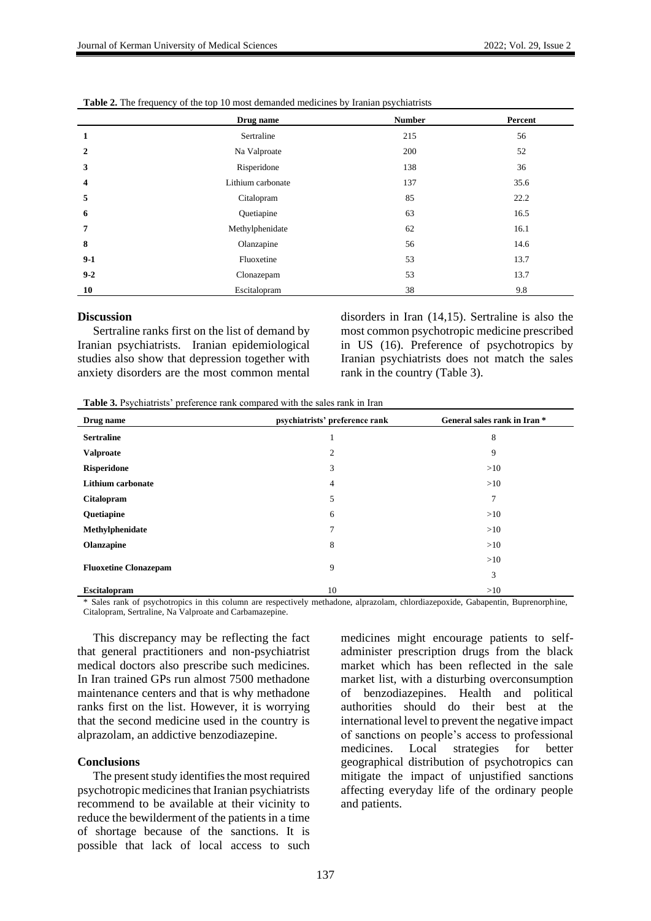**Table 2.** The frequency of the top 10 most demanded medicines by Iranian psychiatrists

| | Drug name | Number | Percent |
|---|---|---|---|
| **1** | Sertraline | 215 | 56 |
| **2** | Na Valproate | 200 | 52 |
| **3** | Risperidone | 138 | 36 |
| **4** | Lithium carbonate | 137 | 35.6 |
| **5** | Citalopram | 85 | 22.2 |
| **6** | Quetiapine | 63 | 16.5 |
| **7** | Methylphenidate | 62 | 16.1 |
| **8** | Olanzapine | 56 | 14.6 |
| **9-1** | Fluoxetine | 53 | 13.7 |
| **9-2** | Clonazepam | 53 | 13.7 |
| **10** | Escitalopram | 38 | 9.8 |

## Discussion

Sertraline ranks first on the list of demand by Iranian psychiatrists. Iranian epidemiological studies also show that depression together with anxiety disorders are the most common mental disorders in Iran (14,15). Sertraline is also the most common psychotropic medicine prescribed in US (16). Preference of psychotropics by Iranian psychiatrists does not match the sales rank in the country (Table 3).

**Table 3.** Psychiatrists' preference rank compared with the sales rank in Iran

| Drug name | psychiatrists' preference rank | General sales rank in Iran * |
|---|---|---|
| **Sertraline** | 1 | 8 |
| **Valproate** | 2 | 9 |
| **Risperidone** | 3 | >10 |
| **Lithium carbonate** | 4 | >10 |
| **Citalopram** | 5 | 7 |
| **Quetiapine** | 6 | >10 |
| **Methylphenidate** | 7 | >10 |
| **Olanzapine** | 8 | >10 |
| **Fluoxetine Clonazepam** | 9 | >10<br>3 |
| **Escitalopram** | 10 | >10 |

\* Sales rank of psychotropics in this column are respectively methadone, alprazolam, chlordiazepoxide, Gabapentin, Buprenorphine, Citalopram, Sertraline, Na Valproate and Carbamazepine.

This discrepancy may be reflecting the fact that general practitioners and non-psychiatrist medical doctors also prescribe such medicines. In Iran trained GPs run almost 7500 methadone maintenance centers and that is why methadone ranks first on the list. However, it is worrying that the second medicine used in the country is alprazolam, an addictive benzodiazepine.

## Conclusions

The present study identifies the most required psychotropic medicines that Iranian psychiatrists recommend to be available at their vicinity to reduce the bewilderment of the patients in a time of shortage because of the sanctions. It is possible that lack of local access to such medicines might encourage patients to self-administer prescription drugs from the black market which has been reflected in the sale market list, with a disturbing overconsumption of benzodiazepines. Health and political authorities should do their best at the international level to prevent the negative impact of sanctions on people's access to professional medicines. Local strategies for better geographical distribution of psychotropics can mitigate the impact of unjustified sanctions affecting everyday life of the ordinary people and patients.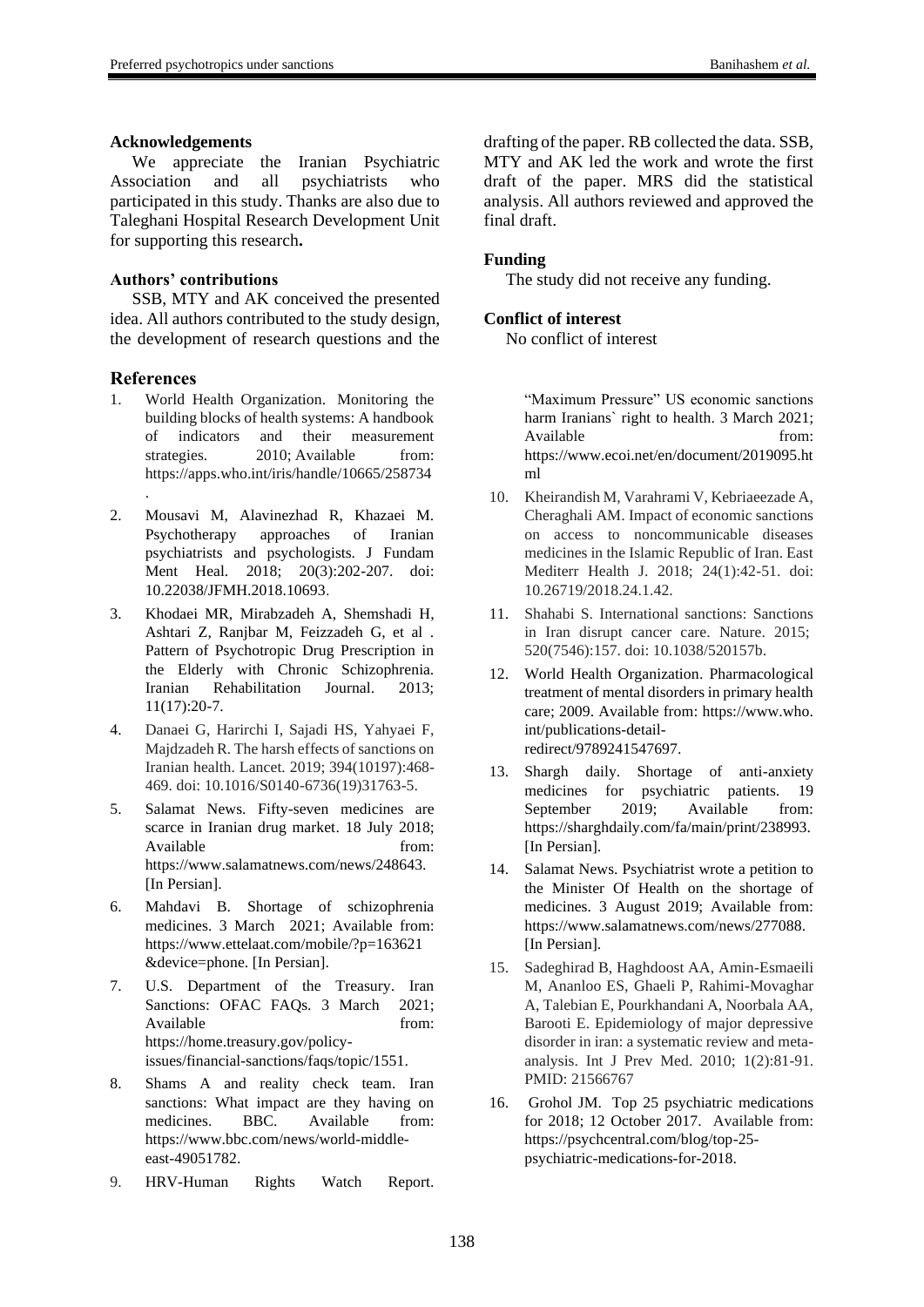## Acknowledgements

We appreciate the Iranian Psychiatric Association and all psychiatrists who participated in this study. Thanks are also due to Taleghani Hospital Research Development Unit for supporting this research**.**

## Authors' contributions

SSB, MTY and AK conceived the presented idea. All authors contributed to the study design, the development of research questions and the drafting of the paper. RB collected the data. SSB, MTY and AK led the work and wrote the first draft of the paper. MRS did the statistical analysis. All authors reviewed and approved the final draft.

## Funding

The study did not receive any funding.

## Conflict of interest

No conflict of interest

## References

1. World Health Organization. Monitoring the building blocks of health systems: A handbook of indicators and their measurement strategies. 2010; Available from: https://apps.who.int/iris/handle/10665/258734.
2. Mousavi M, Alavinezhad R, Khazaei M. Psychotherapy approaches of Iranian psychiatrists and psychologists. J Fundam Ment Heal. 2018; 20(3):202-207. doi: 10.22038/JFMH.2018.10693.
3. Khodaei MR, Mirabzadeh A, Shemshadi H, Ashtari Z, Ranjbar M, Feizzadeh G, et al . Pattern of Psychotropic Drug Prescription in the Elderly with Chronic Schizophrenia. Iranian Rehabilitation Journal. 2013; 11(17):20-7.
4. Danaei G, Harirchi I, Sajadi HS, Yahyaei F, Majdzadeh R. The harsh effects of sanctions on Iranian health. Lancet. 2019; 394(10197):468-469. doi: 10.1016/S0140-6736(19)31763-5.
5. Salamat News. Fifty-seven medicines are scarce in Iranian drug market. 18 July 2018; Available from: https://www.salamatnews.com/news/248643. [In Persian].
6. Mahdavi B. Shortage of schizophrenia medicines. 3 March 2021; Available from: https://www.ettelaat.com/mobile/?p=163621&device=phone. [In Persian].
7. U.S. Department of the Treasury. Iran Sanctions: OFAC FAQs. 3 March 2021; Available from: https://home.treasury.gov/policy-issues/financial-sanctions/faqs/topic/1551.
8. Shams A and reality check team. Iran sanctions: What impact are they having on medicines. BBC. Available from: https://www.bbc.com/news/world-middle-east-49051782.
9. HRV-Human Rights Watch Report. "Maximum Pressure" US economic sanctions harm Iranians` right to health. 3 March 2021; Available from: https://www.ecoi.net/en/document/2019095.html
10. Kheirandish M, Varahrami V, Kebriaeezade A, Cheraghali AM. Impact of economic sanctions on access to noncommunicable diseases medicines in the Islamic Republic of Iran. East Mediterr Health J. 2018; 24(1):42-51. doi: 10.26719/2018.24.1.42.
11. Shahabi S. International sanctions: Sanctions in Iran disrupt cancer care. Nature. 2015; 520(7546):157. doi: 10.1038/520157b.
12. World Health Organization. Pharmacological treatment of mental disorders in primary health care; 2009. Available from: https://www.who.int/publications-detail-redirect/9789241547697.
13. Shargh daily. Shortage of anti-anxiety medicines for psychiatric patients. 19 September 2019; Available from: https://sharghdaily.com/fa/main/print/238993. [In Persian].
14. Salamat News. Psychiatrist wrote a petition to the Minister Of Health on the shortage of medicines. 3 August 2019; Available from: https://www.salamatnews.com/news/277088. [In Persian].
15. Sadeghirad B, Haghdoost AA, Amin-Esmaeili M, Ananloo ES, Ghaeli P, Rahimi-Movaghar A, Talebian E, Pourkhandani A, Noorbala AA, Barooti E. Epidemiology of major depressive disorder in iran: a systematic review and meta-analysis. Int J Prev Med. 2010; 1(2):81-91. PMID: 21566767
16. Grohol JM. Top 25 psychiatric medications for 2018; 12 October 2017. Available from: https://psychcentral.com/blog/top-25-psychiatric-medications-for-2018.